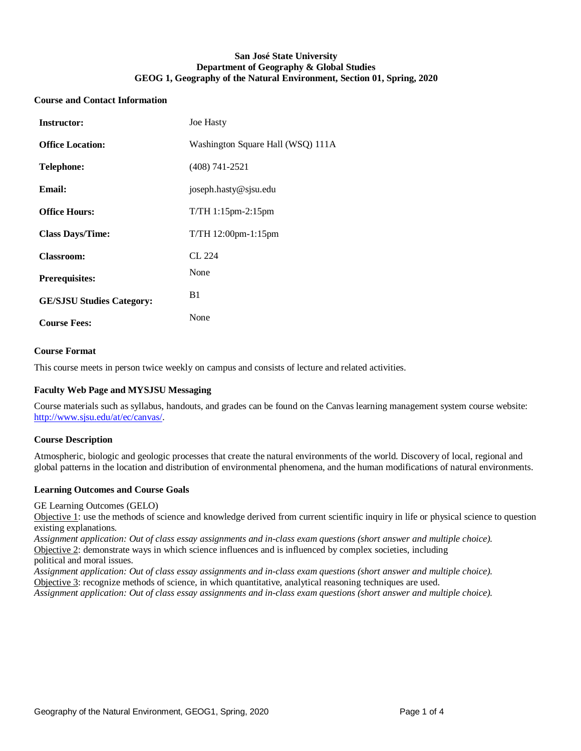**San José State University**
**Department of Geography & Global Studies**
**GEOG 1, Geography of the Natural Environment, Section 01, Spring, 2020**

## Course and Contact Information

| | |
|---|---|
| **Instructor:** | Joe Hasty |
| **Office Location:** | Washington Square Hall (WSQ) 111A |
| **Telephone:** | (408) 741-2521 |
| **Email:** | joseph.hasty@sjsu.edu |
| **Office Hours:** | T/TH 1:15pm-2:15pm |
| **Class Days/Time:** | T/TH 12:00pm-1:15pm |
| **Classroom:** | CL 224 |
| **Prerequisites:** | None |
| **GE/SJSU Studies Category:** | B1 |
| **Course Fees:** | None |

## Course Format

This course meets in person twice weekly on campus and consists of lecture and related activities.

## Faculty Web Page and MYSJSU Messaging

Course materials such as syllabus, handouts, and grades can be found on the Canvas learning management system course website: http://www.sjsu.edu/at/ec/canvas/.

## Course Description

Atmospheric, biologic and geologic processes that create the natural environments of the world. Discovery of local, regional and global patterns in the location and distribution of environmental phenomena, and the human modifications of natural environments.

## Learning Outcomes and Course Goals

GE Learning Outcomes (GELO)
Objective 1: use the methods of science and knowledge derived from current scientific inquiry in life or physical science to question existing explanations.
*Assignment application: Out of class essay assignments and in-class exam questions (short answer and multiple choice).*
Objective 2: demonstrate ways in which science influences and is influenced by complex societies, including political and moral issues.
*Assignment application: Out of class essay assignments and in-class exam questions (short answer and multiple choice).*
Objective 3: recognize methods of science, in which quantitative, analytical reasoning techniques are used.
*Assignment application: Out of class essay assignments and in-class exam questions (short answer and multiple choice).*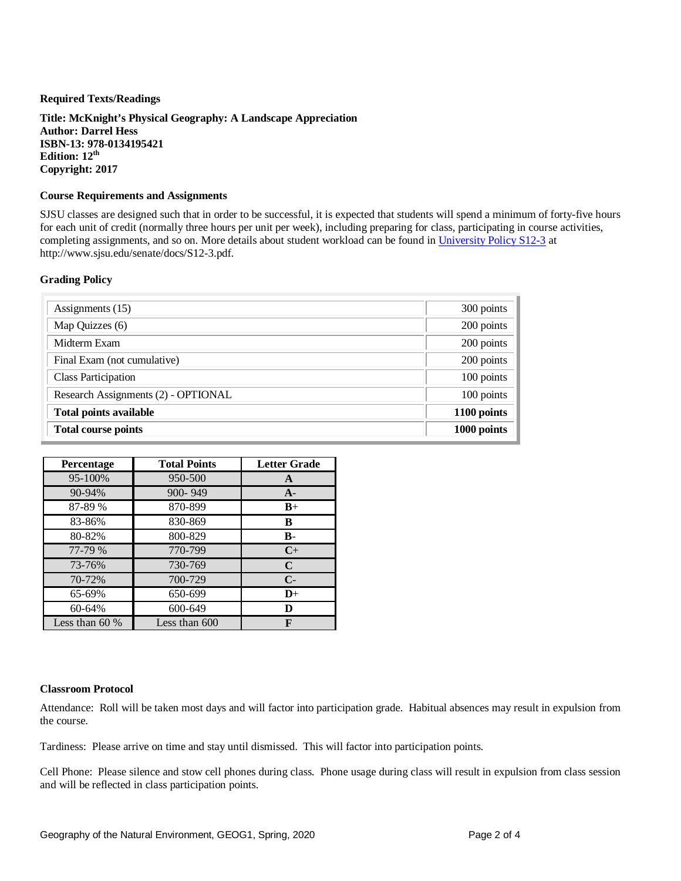**Required Texts/Readings**

**Title: McKnight's Physical Geography: A Landscape Appreciation**
**Author: Darrel Hess**
**ISBN-13: 978-0134195421**
**Edition: 12th**
**Copyright: 2017**

**Course Requirements and Assignments**

SJSU classes are designed such that in order to be successful, it is expected that students will spend a minimum of forty-five hours for each unit of credit (normally three hours per unit per week), including preparing for class, participating in course activities, completing assignments, and so on. More details about student workload can be found in [University Policy S12-3](http://www.sjsu.edu/senate/docs/S12-3.pdf) at http://www.sjsu.edu/senate/docs/S12-3.pdf.

**Grading Policy**

| Item | Points |
|---|---|
| Assignments (15) | 300 points |
| Map Quizzes (6) | 200 points |
| Midterm Exam | 200 points |
| Final Exam (not cumulative) | 200 points |
| Class Participation | 100 points |
| Research Assignments (2) - OPTIONAL | 100 points |
| **Total points available** | **1100 points** |
| **Total course points** | **1000 points** |

| Percentage | Total Points | Letter Grade |
|---|---|---|
| 95-100% | 950-500 | **A** |
| 90-94% | 900- 949 | **A-** |
| 87-89 % | 870-899 | **B+** |
| 83-86% | 830-869 | **B** |
| 80-82% | 800-829 | **B-** |
| 77-79 % | 770-799 | **C+** |
| 73-76% | 730-769 | **C** |
| 70-72% | 700-729 | **C-** |
| 65-69% | 650-699 | **D+** |
| 60-64% | 600-649 | **D** |
| Less than 60 % | Less than 600 | **F** |

**Classroom Protocol**

Attendance: Roll will be taken most days and will factor into participation grade. Habitual absences may result in expulsion from the course.

Tardiness: Please arrive on time and stay until dismissed. This will factor into participation points.

Cell Phone: Please silence and stow cell phones during class. Phone usage during class will result in expulsion from class session and will be reflected in class participation points.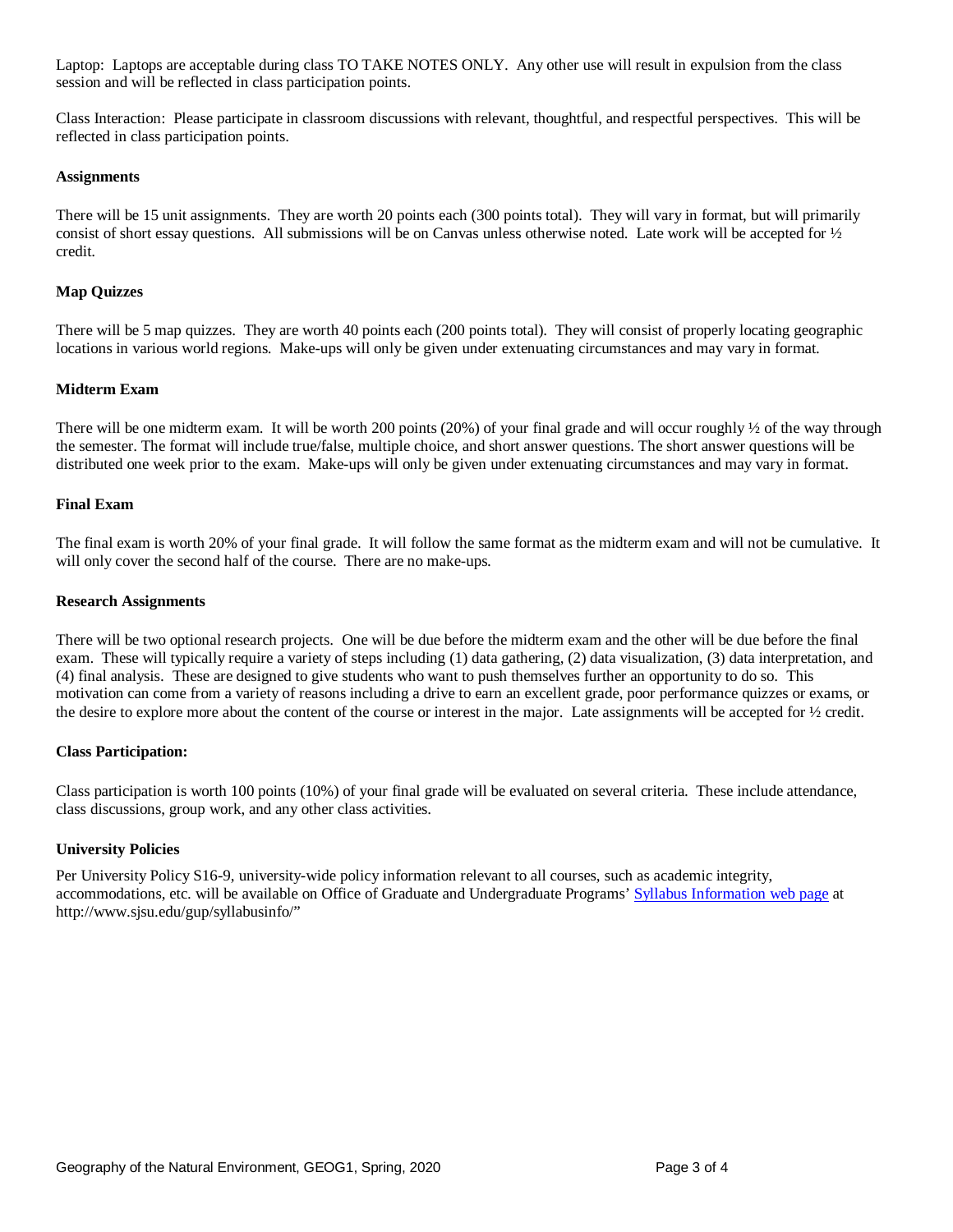Laptop: Laptops are acceptable during class TO TAKE NOTES ONLY. Any other use will result in expulsion from the class session and will be reflected in class participation points.

Class Interaction: Please participate in classroom discussions with relevant, thoughtful, and respectful perspectives. This will be reflected in class participation points.

### Assignments

There will be 15 unit assignments. They are worth 20 points each (300 points total). They will vary in format, but will primarily consist of short essay questions. All submissions will be on Canvas unless otherwise noted. Late work will be accepted for ½ credit.

### Map Quizzes

There will be 5 map quizzes. They are worth 40 points each (200 points total). They will consist of properly locating geographic locations in various world regions. Make-ups will only be given under extenuating circumstances and may vary in format.

### Midterm Exam

There will be one midterm exam. It will be worth 200 points (20%) of your final grade and will occur roughly ½ of the way through the semester. The format will include true/false, multiple choice, and short answer questions. The short answer questions will be distributed one week prior to the exam. Make-ups will only be given under extenuating circumstances and may vary in format.

### Final Exam

The final exam is worth 20% of your final grade. It will follow the same format as the midterm exam and will not be cumulative. It will only cover the second half of the course. There are no make-ups.

### Research Assignments

There will be two optional research projects. One will be due before the midterm exam and the other will be due before the final exam. These will typically require a variety of steps including (1) data gathering, (2) data visualization, (3) data interpretation, and (4) final analysis. These are designed to give students who want to push themselves further an opportunity to do so. This motivation can come from a variety of reasons including a drive to earn an excellent grade, poor performance quizzes or exams, or the desire to explore more about the content of the course or interest in the major. Late assignments will be accepted for ½ credit.

### Class Participation:

Class participation is worth 100 points (10%) of your final grade will be evaluated on several criteria. These include attendance, class discussions, group work, and any other class activities.

### University Policies

Per University Policy S16-9, university-wide policy information relevant to all courses, such as academic integrity, accommodations, etc. will be available on Office of Graduate and Undergraduate Programs' [Syllabus Information web page](http://www.sjsu.edu/gup/syllabusinfo/) at http://www.sjsu.edu/gup/syllabusinfo/"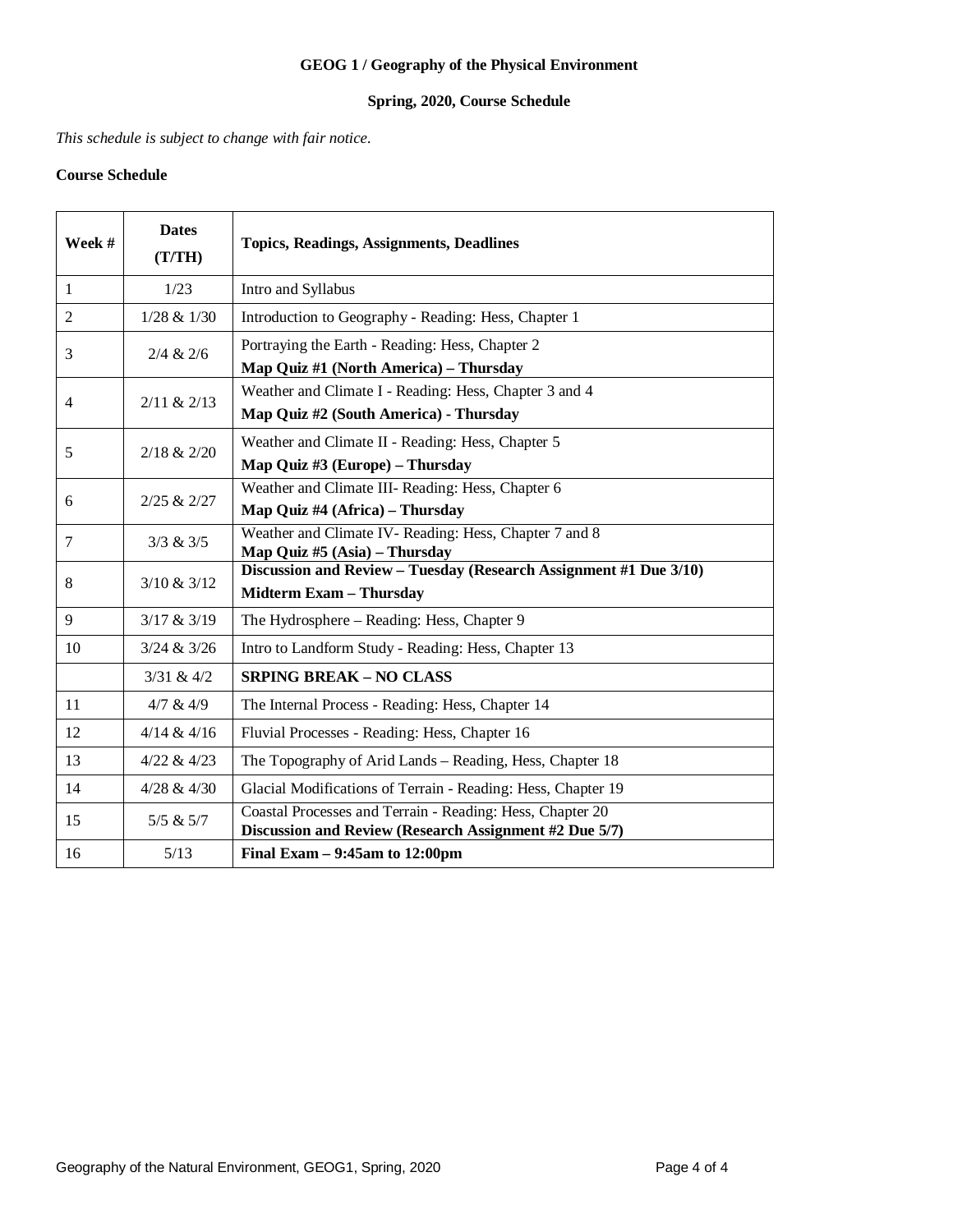**GEOG 1 / Geography of the Physical Environment**

**Spring, 2020, Course Schedule**

*This schedule is subject to change with fair notice.*

**Course Schedule**

| Week # | Dates (T/TH) | Topics, Readings, Assignments, Deadlines |
|---|---|---|
| 1 | 1/23 | Intro and Syllabus |
| 2 | 1/28 & 1/30 | Introduction to Geography - Reading: Hess, Chapter 1 |
| 3 | 2/4 & 2/6 | Portraying the Earth - Reading: Hess, Chapter 2<br>**Map Quiz #1 (North America) – Thursday** |
| 4 | 2/11 & 2/13 | Weather and Climate I - Reading: Hess, Chapter 3 and 4<br>**Map Quiz #2 (South America) - Thursday** |
| 5 | 2/18 & 2/20 | Weather and Climate II - Reading: Hess, Chapter 5<br>**Map Quiz #3 (Europe) – Thursday** |
| 6 | 2/25 & 2/27 | Weather and Climate III- Reading: Hess, Chapter 6<br>**Map Quiz #4 (Africa) – Thursday** |
| 7 | 3/3 & 3/5 | Weather and Climate IV- Reading: Hess, Chapter 7 and 8<br>**Map Quiz #5 (Asia) – Thursday** |
| 8 | 3/10 & 3/12 | **Discussion and Review – Tuesday (Research Assignment #1 Due 3/10)**<br>**Midterm Exam – Thursday** |
| 9 | 3/17 & 3/19 | The Hydrosphere – Reading: Hess, Chapter 9 |
| 10 | 3/24 & 3/26 | Intro to Landform Study - Reading: Hess, Chapter 13 |
| | 3/31 & 4/2 | **SRPING BREAK – NO CLASS** |
| 11 | 4/7 & 4/9 | The Internal Process - Reading: Hess, Chapter 14 |
| 12 | 4/14 & 4/16 | Fluvial Processes - Reading: Hess, Chapter 16 |
| 13 | 4/22 & 4/23 | The Topography of Arid Lands – Reading, Hess, Chapter 18 |
| 14 | 4/28 & 4/30 | Glacial Modifications of Terrain - Reading: Hess, Chapter 19 |
| 15 | 5/5 & 5/7 | Coastal Processes and Terrain - Reading: Hess, Chapter 20<br>**Discussion and Review (Research Assignment #2 Due 5/7)** |
| 16 | 5/13 | **Final Exam – 9:45am to 12:00pm** |